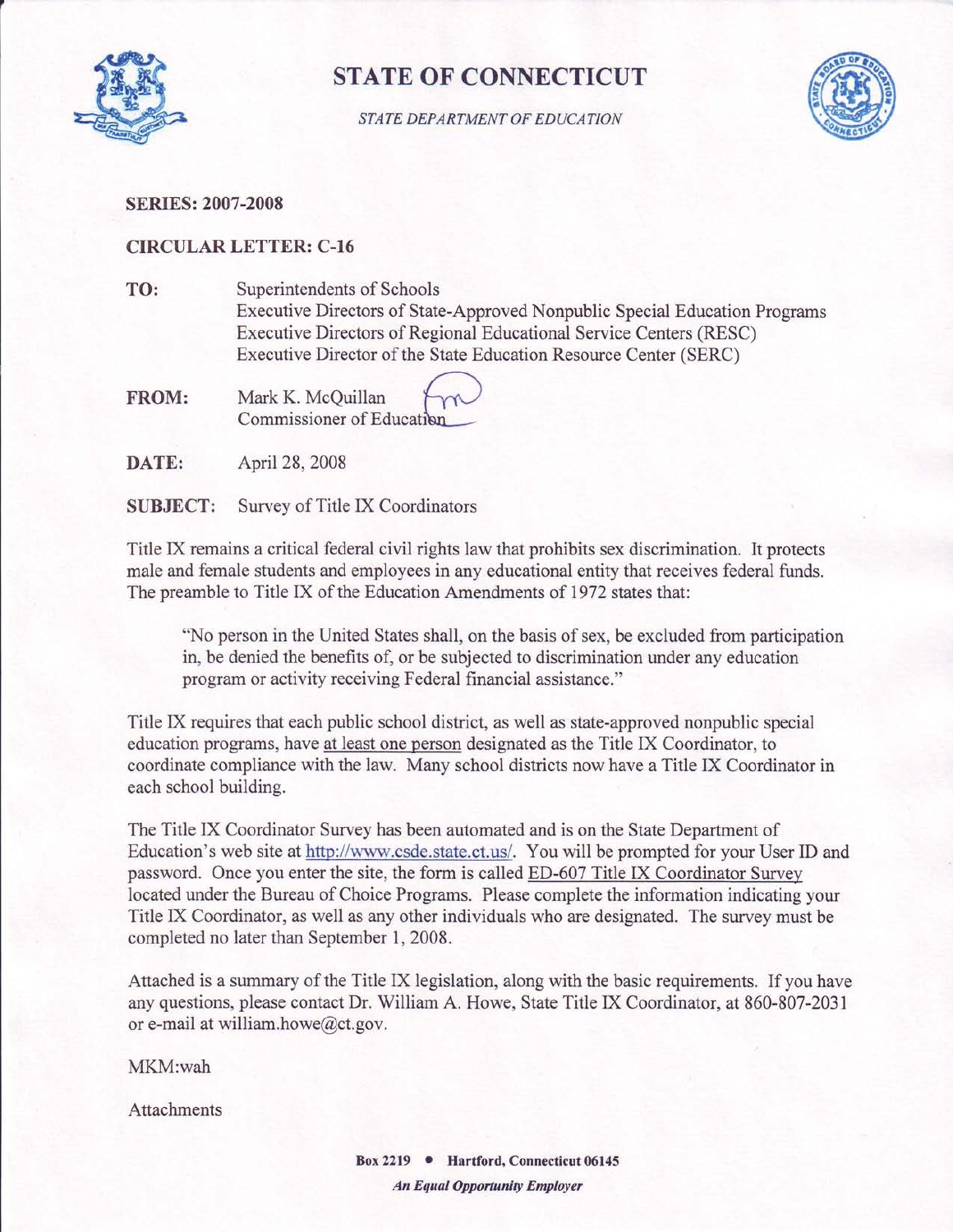# STATE OF CONNECTICUT

*STATE DEPARTMENT OF EDUCATION*

**SERIES: 2007-2008**

**CIRCULAR LETTER: C-16**

**TO:** Superintendents of Schools
Executive Directors of State-Approved Nonpublic Special Education Programs
Executive Directors of Regional Educational Service Centers (RESC)
Executive Director of the State Education Resource Center (SERC)

**FROM:** Mark K. McQuillan
Commissioner of Education

**DATE:** April 28, 2008

**SUBJECT:** Survey of Title IX Coordinators

Title IX remains a critical federal civil rights law that prohibits sex discrimination. It protects male and female students and employees in any educational entity that receives federal funds. The preamble to Title IX of the Education Amendments of 1972 states that:

> "No person in the United States shall, on the basis of sex, be excluded from participation in, be denied the benefits of, or be subjected to discrimination under any education program or activity receiving Federal financial assistance."

Title IX requires that each public school district, as well as state-approved nonpublic special education programs, have at least one person designated as the Title IX Coordinator, to coordinate compliance with the law. Many school districts now have a Title IX Coordinator in each school building.

The Title IX Coordinator Survey has been automated and is on the State Department of Education's web site at http://www.csde.state.ct.us/. You will be prompted for your User ID and password. Once you enter the site, the form is called ED-607 Title IX Coordinator Survey located under the Bureau of Choice Programs. Please complete the information indicating your Title IX Coordinator, as well as any other individuals who are designated. The survey must be completed no later than September 1, 2008.

Attached is a summary of the Title IX legislation, along with the basic requirements. If you have any questions, please contact Dr. William A. Howe, State Title IX Coordinator, at 860-807-2031 or e-mail at william.howe@ct.gov.

MKM:wah

Attachments

**Box 2219 • Hartford, Connecticut 06145**

***An Equal Opportunity Employer***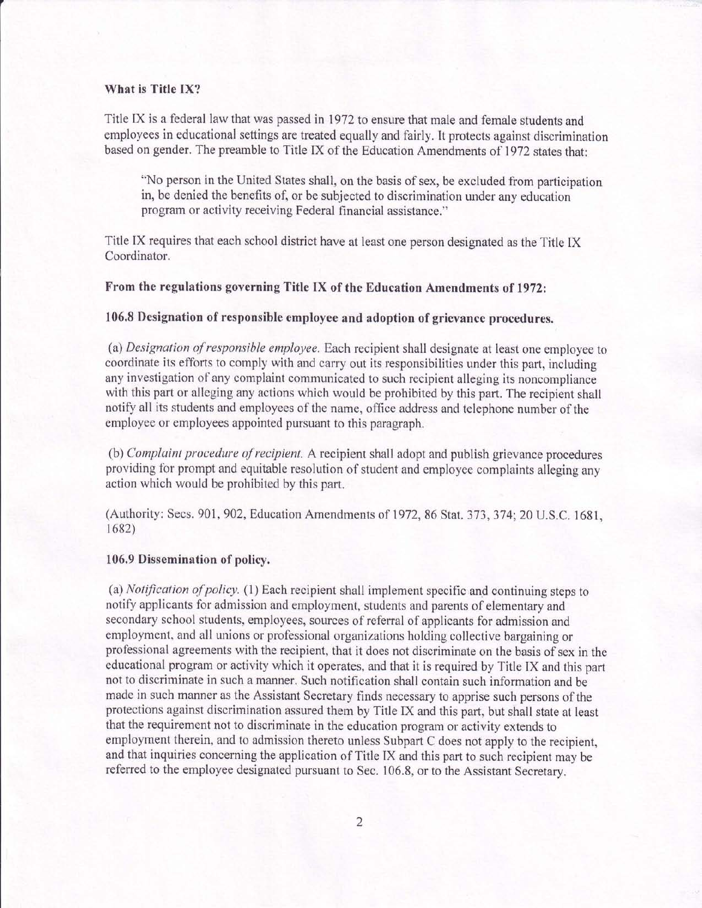**What is Title IX?**

Title IX is a federal law that was passed in 1972 to ensure that male and female students and employees in educational settings are treated equally and fairly. It protects against discrimination based on gender. The preamble to Title IX of the Education Amendments of 1972 states that:

> "No person in the United States shall, on the basis of sex, be excluded from participation in, be denied the benefits of, or be subjected to discrimination under any education program or activity receiving Federal financial assistance."

Title IX requires that each school district have at least one person designated as the Title IX Coordinator.

**From the regulations governing Title IX of the Education Amendments of 1972:**

**106.8 Designation of responsible employee and adoption of grievance procedures.**

(a) *Designation of responsible employee.* Each recipient shall designate at least one employee to coordinate its efforts to comply with and carry out its responsibilities under this part, including any investigation of any complaint communicated to such recipient alleging its noncompliance with this part or alleging any actions which would be prohibited by this part. The recipient shall notify all its students and employees of the name, office address and telephone number of the employee or employees appointed pursuant to this paragraph.

(b) *Complaint procedure of recipient.* A recipient shall adopt and publish grievance procedures providing for prompt and equitable resolution of student and employee complaints alleging any action which would be prohibited by this part.

(Authority: Secs. 901, 902, Education Amendments of 1972, 86 Stat. 373, 374; 20 U.S.C. 1681, 1682)

**106.9 Dissemination of policy.**

(a) *Notification of policy.* (1) Each recipient shall implement specific and continuing steps to notify applicants for admission and employment, students and parents of elementary and secondary school students, employees, sources of referral of applicants for admission and employment, and all unions or professional organizations holding collective bargaining or professional agreements with the recipient, that it does not discriminate on the basis of sex in the educational program or activity which it operates, and that it is required by Title IX and this part not to discriminate in such a manner. Such notification shall contain such information and be made in such manner as the Assistant Secretary finds necessary to apprise such persons of the protections against discrimination assured them by Title IX and this part, but shall state at least that the requirement not to discriminate in the education program or activity extends to employment therein, and to admission thereto unless Subpart C does not apply to the recipient, and that inquiries concerning the application of Title IX and this part to such recipient may be referred to the employee designated pursuant to Sec. 106.8, or to the Assistant Secretary.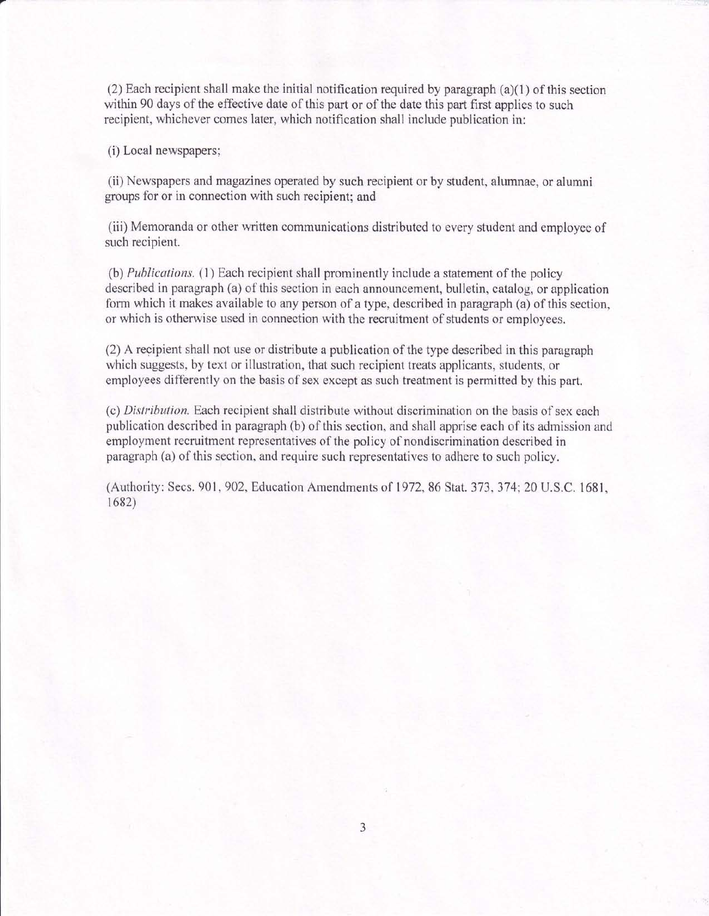(2) Each recipient shall make the initial notification required by paragraph (a)(1) of this section within 90 days of the effective date of this part or of the date this part first applies to such recipient, whichever comes later, which notification shall include publication in:

(i) Local newspapers;

(ii) Newspapers and magazines operated by such recipient or by student, alumnae, or alumni groups for or in connection with such recipient; and

(iii) Memoranda or other written communications distributed to every student and employee of such recipient.

(b) *Publications.* (1) Each recipient shall prominently include a statement of the policy described in paragraph (a) of this section in each announcement, bulletin, catalog, or application form which it makes available to any person of a type, described in paragraph (a) of this section, or which is otherwise used in connection with the recruitment of students or employees.

(2) A recipient shall not use or distribute a publication of the type described in this paragraph which suggests, by text or illustration, that such recipient treats applicants, students, or employees differently on the basis of sex except as such treatment is permitted by this part.

(c) *Distribution.* Each recipient shall distribute without discrimination on the basis of sex each publication described in paragraph (b) of this section, and shall apprise each of its admission and employment recruitment representatives of the policy of nondiscrimination described in paragraph (a) of this section, and require such representatives to adhere to such policy.

(Authority: Secs. 901, 902, Education Amendments of 1972, 86 Stat. 373, 374; 20 U.S.C. 1681, 1682)